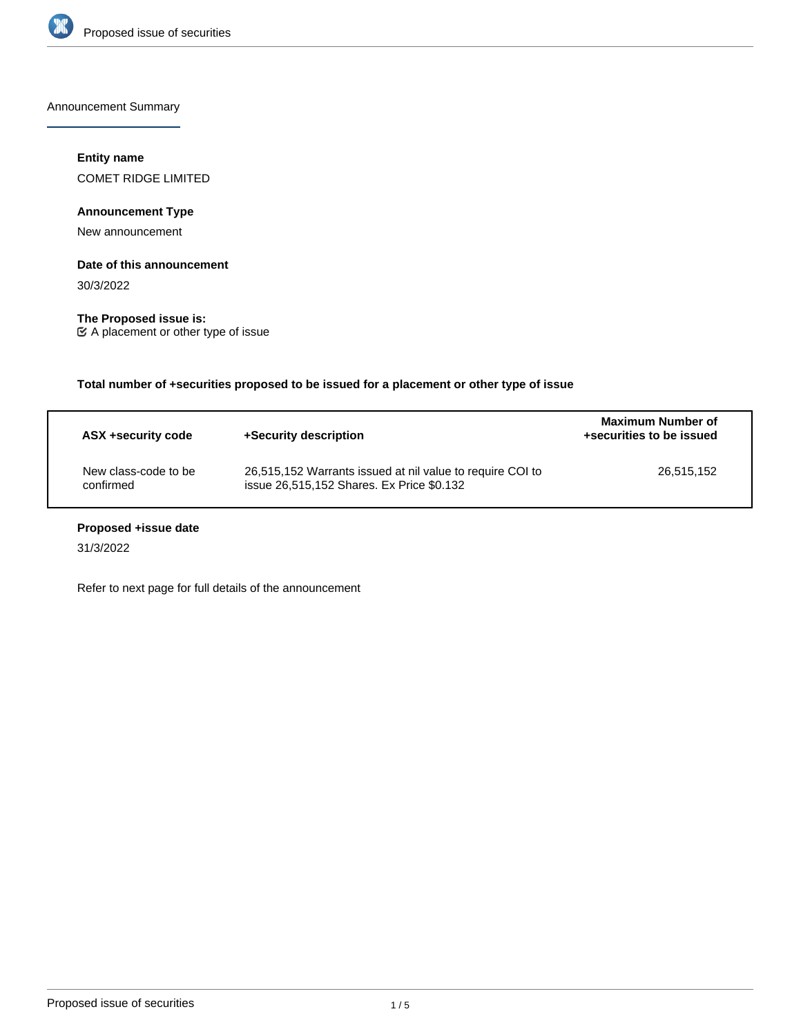## Announcement Summary

**Entity name**

COMET RIDGE LIMITED

**Announcement Type**

New announcement

**Date of this announcement**

30/3/2022

**The Proposed issue is:**

☑ A placement or other type of issue

**Total number of +securities proposed to be issued for a placement or other type of issue**

| ASX +security code | +Security description | Maximum Number of +securities to be issued |
|---|---|---|
| New class-code to be confirmed | 26,515,152 Warrants issued at nil value to require COI to issue 26,515,152 Shares. Ex Price $0.132 | 26,515,152 |

**Proposed +issue date**

31/3/2022

Refer to next page for full details of the announcement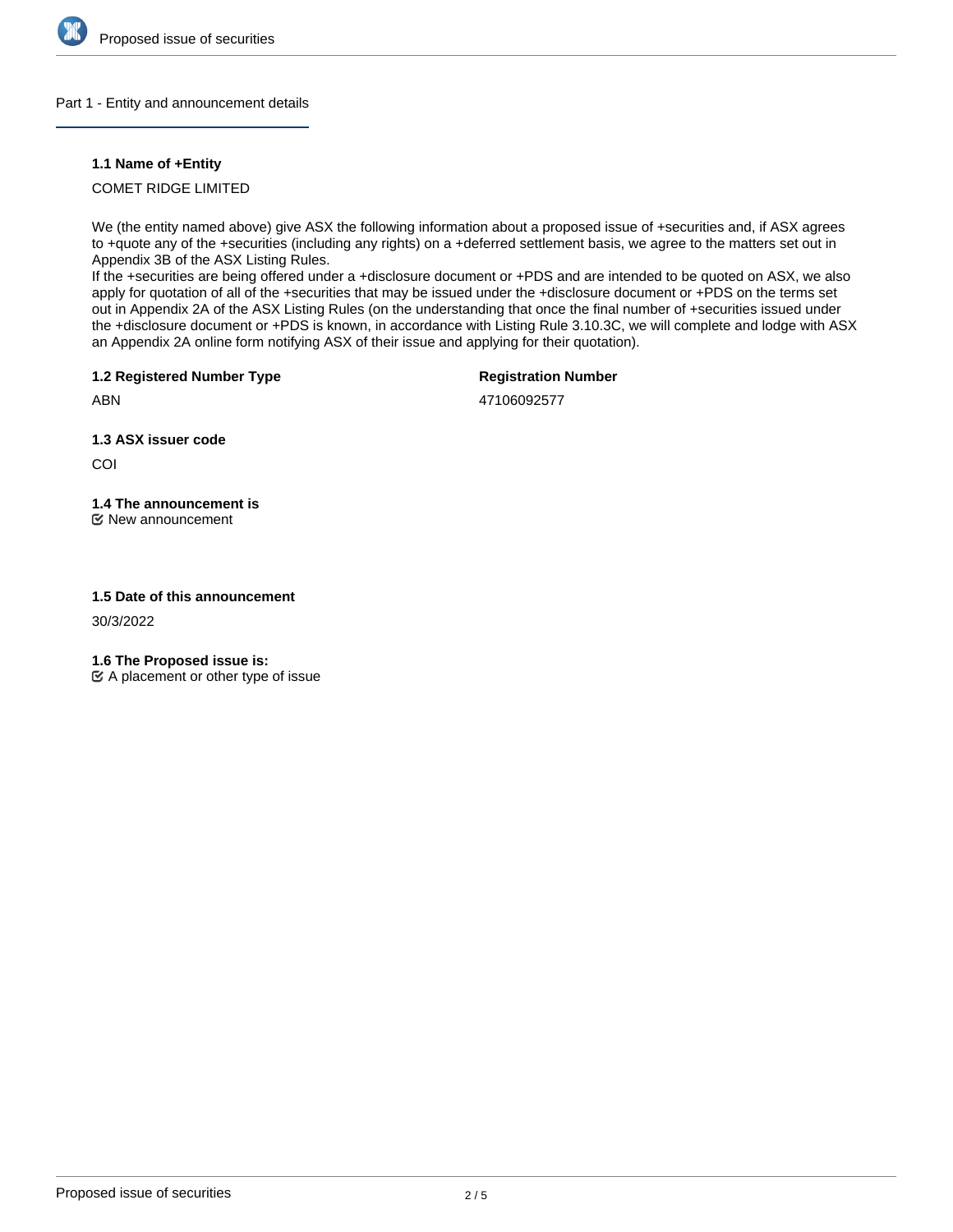## Part 1 - Entity and announcement details

### 1.1 Name of +Entity

COMET RIDGE LIMITED

We (the entity named above) give ASX the following information about a proposed issue of +securities and, if ASX agrees to +quote any of the +securities (including any rights) on a +deferred settlement basis, we agree to the matters set out in Appendix 3B of the ASX Listing Rules.
If the +securities are being offered under a +disclosure document or +PDS and are intended to be quoted on ASX, we also apply for quotation of all of the +securities that may be issued under the +disclosure document or +PDS on the terms set out in Appendix 2A of the ASX Listing Rules (on the understanding that once the final number of +securities issued under the +disclosure document or +PDS is known, in accordance with Listing Rule 3.10.3C, we will complete and lodge with ASX an Appendix 2A online form notifying ASX of their issue and applying for their quotation).

| 1.2 Registered Number Type | Registration Number |
|---|---|
| ABN | 47106092577 |

### 1.3 ASX issuer code

COI

### 1.4 The announcement is

☑ New announcement

### 1.5 Date of this announcement

30/3/2022

### 1.6 The Proposed issue is:

☑ A placement or other type of issue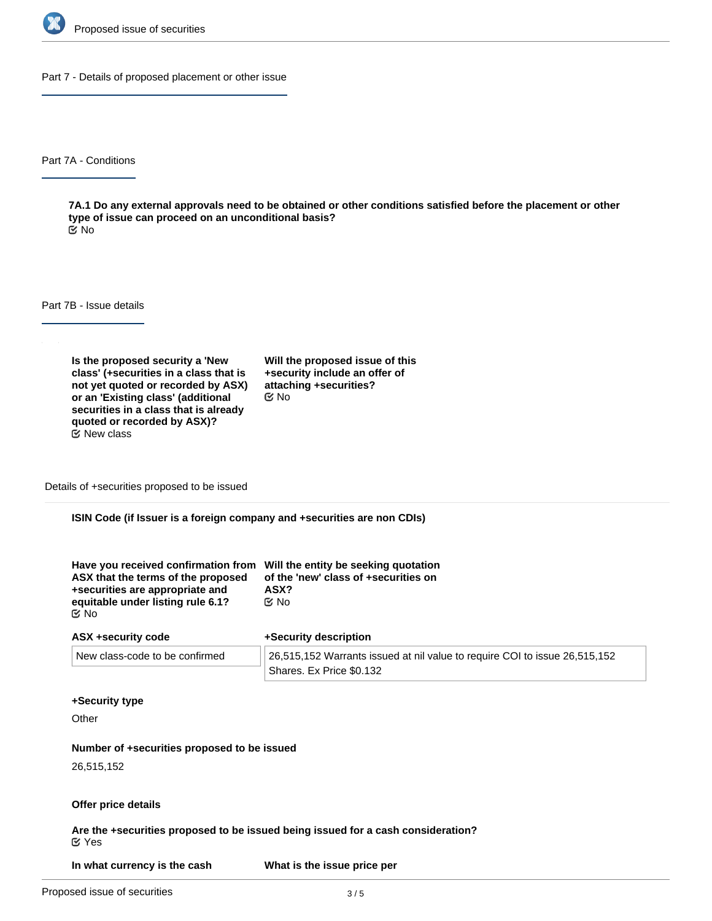## Part 7 - Details of proposed placement or other issue

### Part 7A - Conditions

**7A.1 Do any external approvals need to be obtained or other conditions satisfied before the placement or other type of issue can proceed on an unconditional basis?**
No

### Part 7B - Issue details

**Is the proposed security a 'New class' (+securities in a class that is not yet quoted or recorded by ASX) or an 'Existing class' (additional securities in a class that is already quoted or recorded by ASX)?**
New class

**Will the proposed issue of this +security include an offer of attaching +securities?**
No

#### Details of +securities proposed to be issued

**ISIN Code (if Issuer is a foreign company and +securities are non CDIs)**

**Have you received confirmation from ASX that the terms of the proposed +securities are appropriate and equitable under listing rule 6.1?**
No

**Will the entity be seeking quotation of the 'new' class of +securities on ASX?**
No

| ASX +security code | +Security description |
|---|---|
| New class-code to be confirmed | 26,515,152 Warrants issued at nil value to require COI to issue 26,515,152 Shares. Ex Price $0.132 |

**+Security type**

Other

**Number of +securities proposed to be issued**

26,515,152

**Offer price details**

**Are the +securities proposed to be issued being issued for a cash consideration?**
Yes

**In what currency is the cash**

**What is the issue price per**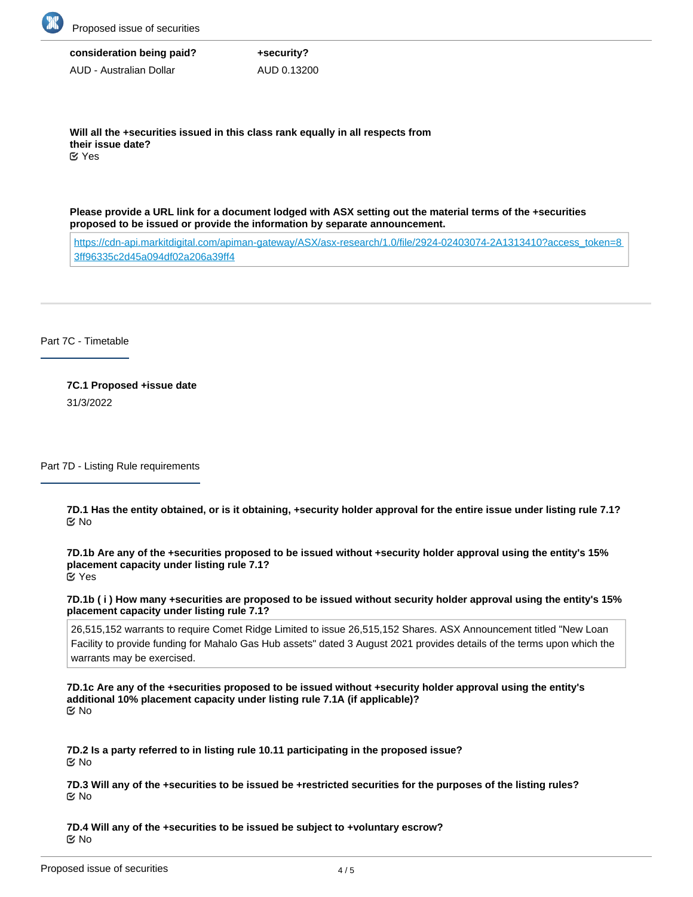| consideration being paid? | +security? |
|---|---|
| AUD - Australian Dollar | AUD 0.13200 |

**Will all the +securities issued in this class rank equally in all respects from their issue date?**
Yes

**Please provide a URL link for a document lodged with ASX setting out the material terms of the +securities proposed to be issued or provide the information by separate announcement.**

https://cdn-api.markitdigital.com/apiman-gateway/ASX/asx-research/1.0/file/2924-02403074-2A1313410?access_token=83ff96335c2d45a094df02a206a39ff4

## Part 7C - Timetable

**7C.1 Proposed +issue date**
31/3/2022

## Part 7D - Listing Rule requirements

**7D.1 Has the entity obtained, or is it obtaining, +security holder approval for the entire issue under listing rule 7.1?**
No

**7D.1b Are any of the +securities proposed to be issued without +security holder approval using the entity's 15% placement capacity under listing rule 7.1?**
Yes

**7D.1b ( i ) How many +securities are proposed to be issued without security holder approval using the entity's 15% placement capacity under listing rule 7.1?**

26,515,152 warrants to require Comet Ridge Limited to issue 26,515,152 Shares. ASX Announcement titled "New Loan Facility to provide funding for Mahalo Gas Hub assets" dated 3 August 2021 provides details of the terms upon which the warrants may be exercised.

**7D.1c Are any of the +securities proposed to be issued without +security holder approval using the entity's additional 10% placement capacity under listing rule 7.1A (if applicable)?**
No

**7D.2 Is a party referred to in listing rule 10.11 participating in the proposed issue?**
No

**7D.3 Will any of the +securities to be issued be +restricted securities for the purposes of the listing rules?**
No

**7D.4 Will any of the +securities to be issued be subject to +voluntary escrow?**
No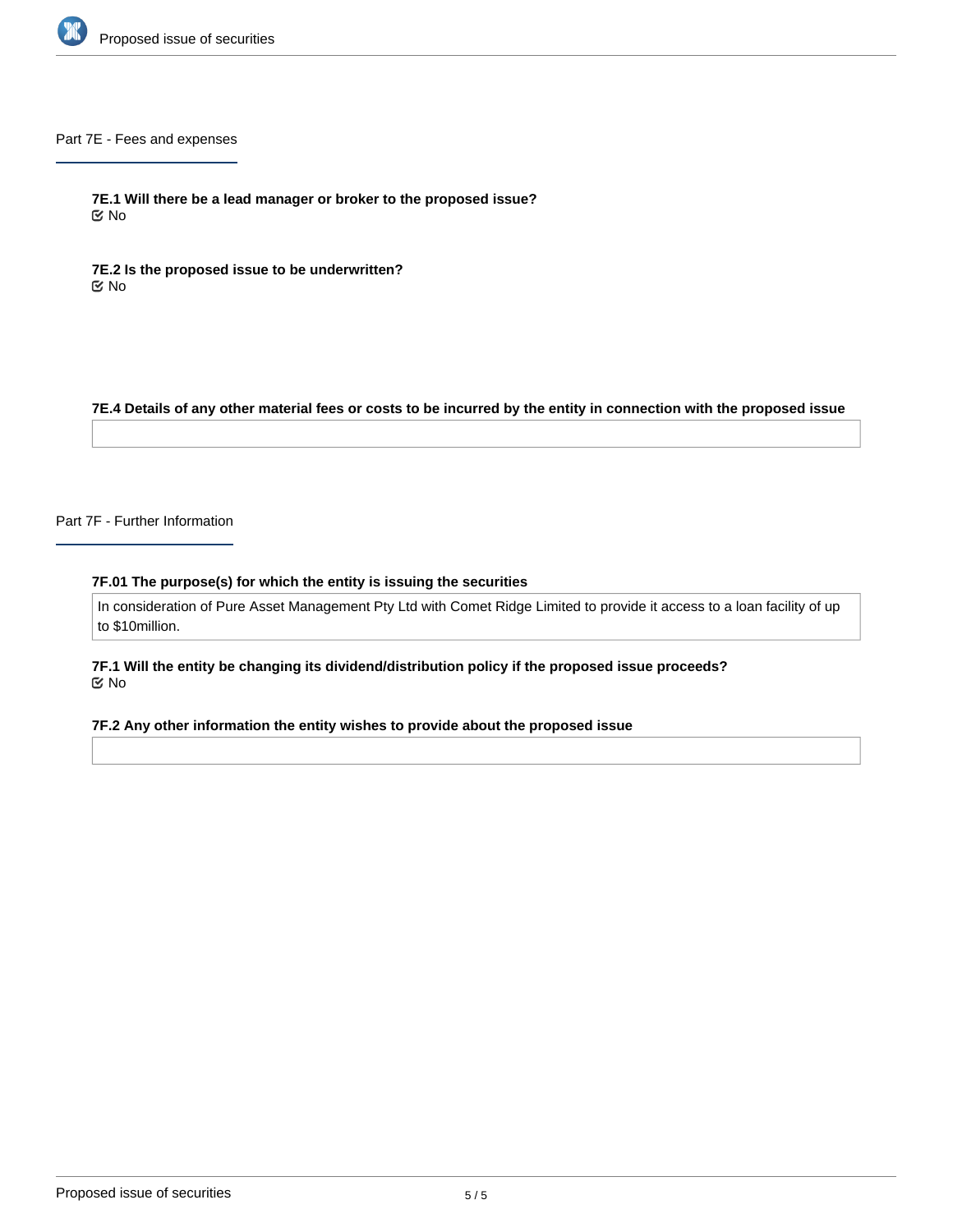## Part 7E - Fees and expenses

**7E.1 Will there be a lead manager or broker to the proposed issue?**
☑ No

**7E.2 Is the proposed issue to be underwritten?**
☑ No

**7E.4 Details of any other material fees or costs to be incurred by the entity in connection with the proposed issue**

## Part 7F - Further Information

**7F.01 The purpose(s) for which the entity is issuing the securities**

In consideration of Pure Asset Management Pty Ltd with Comet Ridge Limited to provide it access to a loan facility of up to $10million.

**7F.1 Will the entity be changing its dividend/distribution policy if the proposed issue proceeds?**
☑ No

**7F.2 Any other information the entity wishes to provide about the proposed issue**